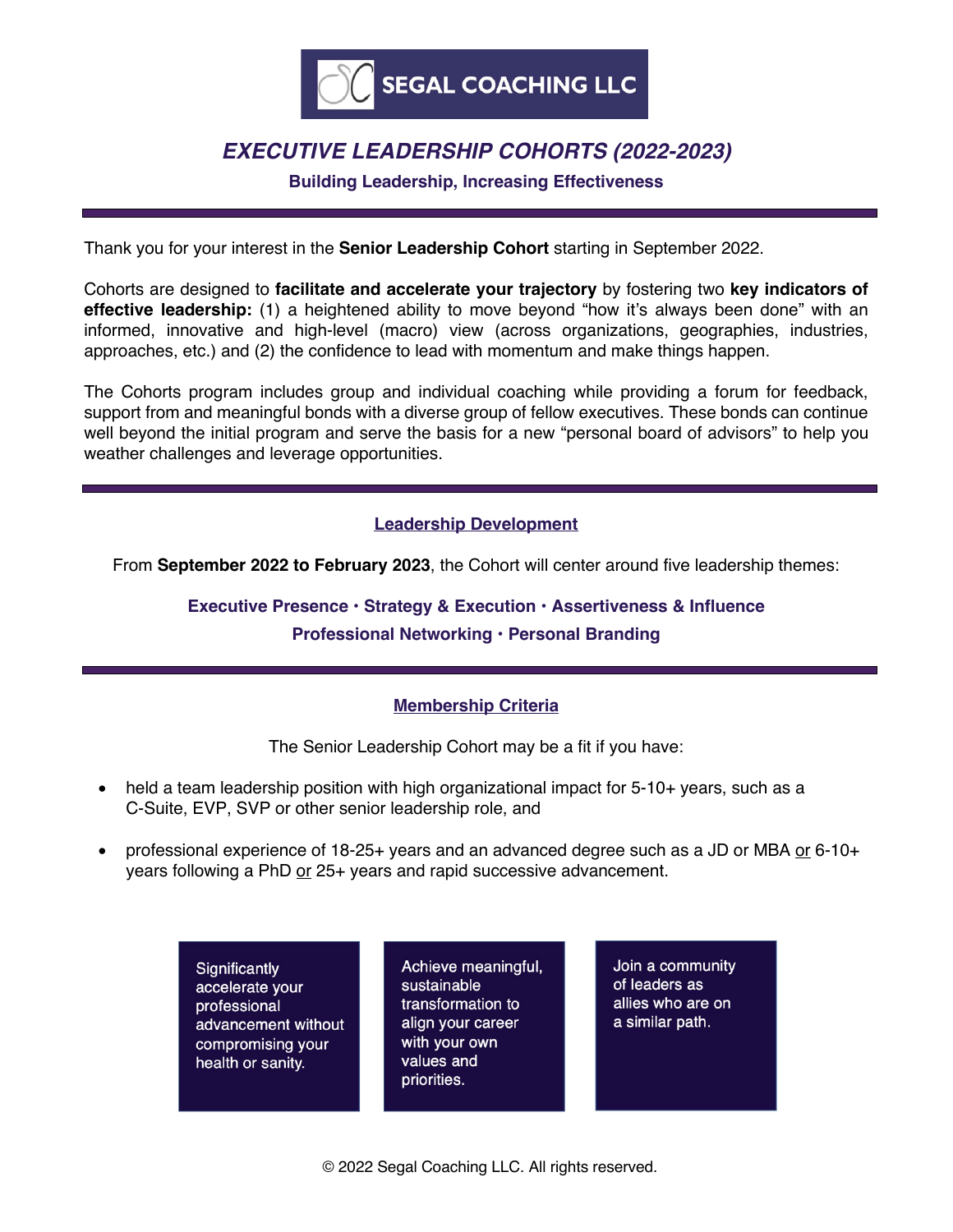# SEGAL COACHING LLC

## *EXECUTIVE LEADERSHIP COHORTS (2022-2023)*

**Building Leadership, Increasing Effectiveness**

---

Thank you for your interest in the **Senior Leadership Cohort** starting in September 2022.

Cohorts are designed to **facilitate and accelerate your trajectory** by fostering two **key indicators of effective leadership:** (1) a heightened ability to move beyond "how it's always been done" with an informed, innovative and high-level (macro) view (across organizations, geographies, industries, approaches, etc.) and (2) the confidence to lead with momentum and make things happen.

The Cohorts program includes group and individual coaching while providing a forum for feedback, support from and meaningful bonds with a diverse group of fellow executives. These bonds can continue well beyond the initial program and serve the basis for a new "personal board of advisors" to help you weather challenges and leverage opportunities.

---

### Leadership Development

From **September 2022 to February 2023**, the Cohort will center around five leadership themes:

**Executive Presence • Strategy & Execution • Assertiveness & Influence**
**Professional Networking • Personal Branding**

---

### Membership Criteria

The Senior Leadership Cohort may be a fit if you have:

- held a team leadership position with high organizational impact for 5-10+ years, such as a C-Suite, EVP, SVP or other senior leadership role, and
- professional experience of 18-25+ years and an advanced degree such as a JD or MBA or 6-10+ years following a PhD or 25+ years and rapid successive advancement.

Significantly accelerate your professional advancement without compromising your health or sanity.

Achieve meaningful, sustainable transformation to align your career with your own values and priorities.

Join a community of leaders as allies who are on a similar path.

© 2022 Segal Coaching LLC. All rights reserved.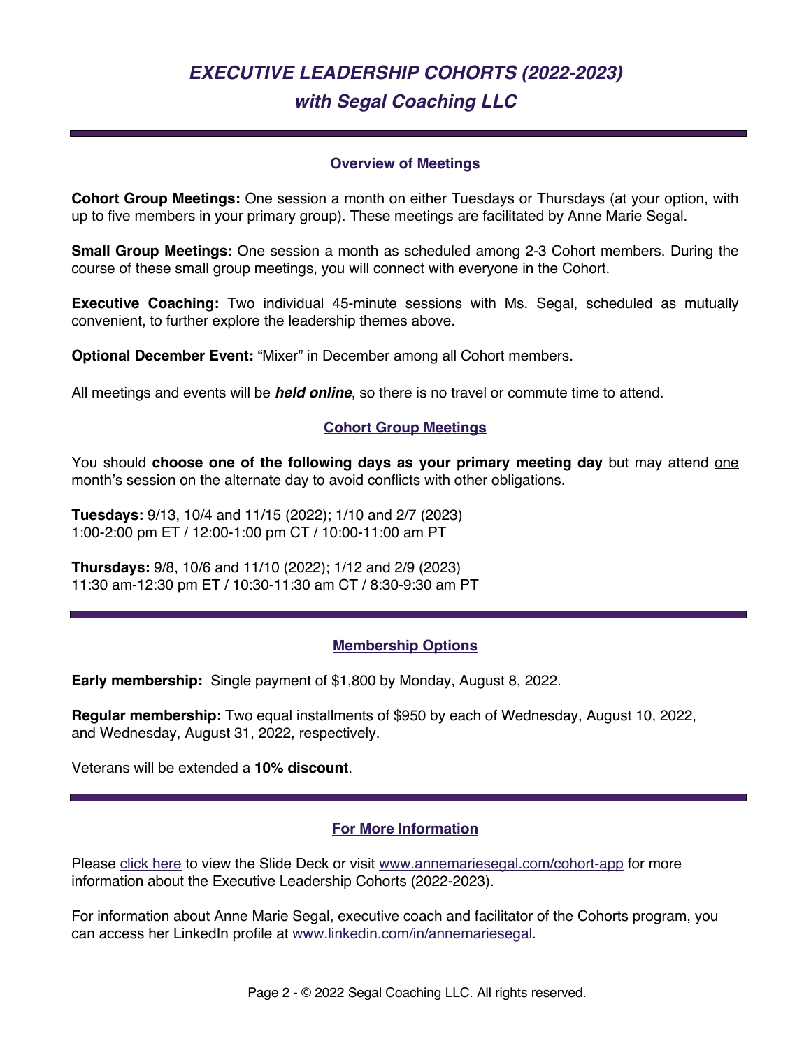# *EXECUTIVE LEADERSHIP COHORTS (2022-2023)*
# *with Segal Coaching LLC*

---

## Overview of Meetings

**Cohort Group Meetings:** One session a month on either Tuesdays or Thursdays (at your option, with up to five members in your primary group). These meetings are facilitated by Anne Marie Segal.

**Small Group Meetings:** One session a month as scheduled among 2-3 Cohort members. During the course of these small group meetings, you will connect with everyone in the Cohort.

**Executive Coaching:** Two individual 45-minute sessions with Ms. Segal, scheduled as mutually convenient, to further explore the leadership themes above.

**Optional December Event:** "Mixer" in December among all Cohort members.

All meetings and events will be ***held online***, so there is no travel or commute time to attend.

## Cohort Group Meetings

You should **choose one of the following days as your primary meeting day** but may attend one month's session on the alternate day to avoid conflicts with other obligations.

**Tuesdays:** 9/13, 10/4 and 11/15 (2022); 1/10 and 2/7 (2023)
1:00-2:00 pm ET / 12:00-1:00 pm CT / 10:00-11:00 am PT

**Thursdays:** 9/8, 10/6 and 11/10 (2022); 1/12 and 2/9 (2023)
11:30 am-12:30 pm ET / 10:30-11:30 am CT / 8:30-9:30 am PT

---

## Membership Options

**Early membership:** Single payment of $1,800 by Monday, August 8, 2022.

**Regular membership:** Two equal installments of $950 by each of Wednesday, August 10, 2022, and Wednesday, August 31, 2022, respectively.

Veterans will be extended a **10% discount**.

---

## For More Information

Please click here to view the Slide Deck or visit www.annemariesegal.com/cohort-app for more information about the Executive Leadership Cohorts (2022-2023).

For information about Anne Marie Segal, executive coach and facilitator of the Cohorts program, you can access her LinkedIn profile at www.linkedin.com/in/annemariesegal.